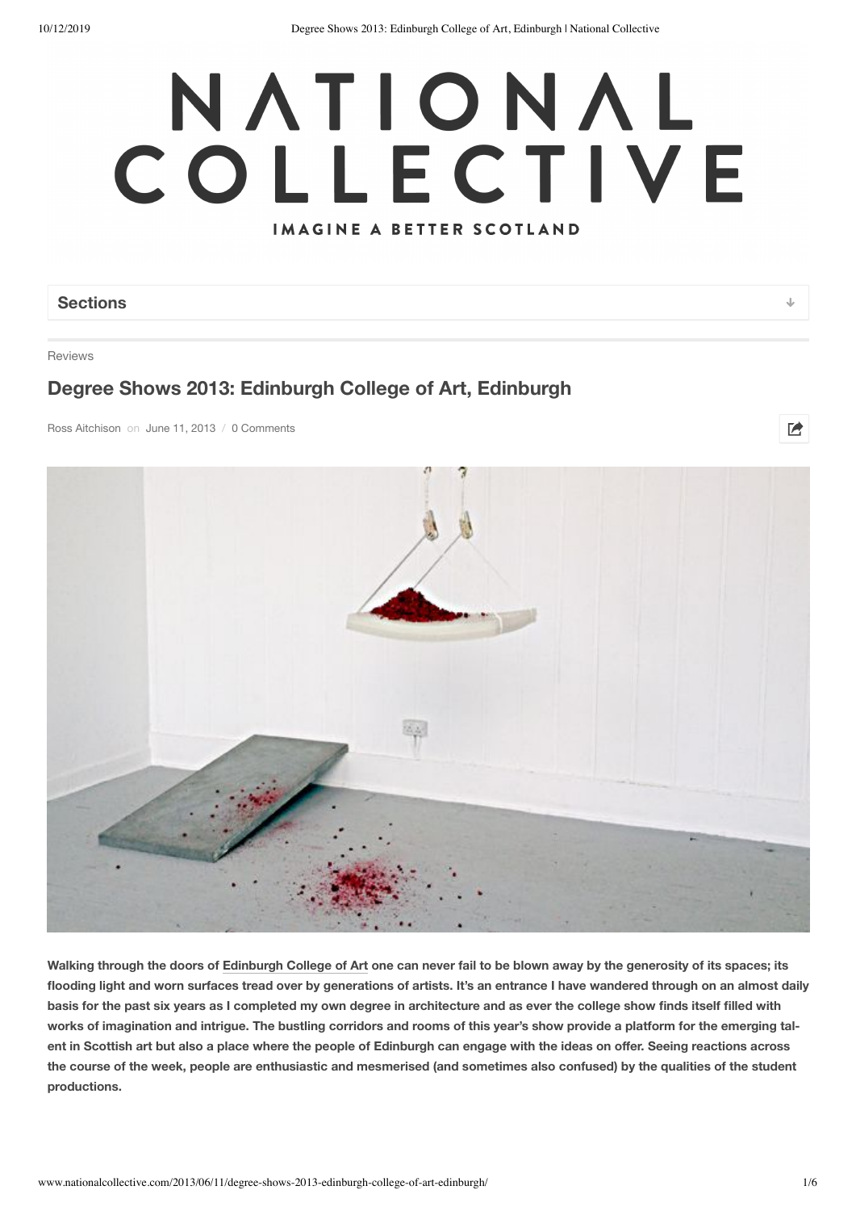# NATIONAL COLLECTIVE

IMAGINE A BETTER SCOTLAND

Sections

Reviews

## Degree Shows 2013: Edinburgh College of Art, Edinburgh

Ross Aitchison on June 11, 2013 / 0 Comments

**Walking through the doors of Edinburgh College of Art one can never fail to be blown away by the generosity of its spaces; its flooding light and worn surfaces tread over by generations of artists. It's an entrance I have wandered through on an almost daily basis for the past six years as I completed my own degree in architecture and as ever the college show finds itself filled with works of imagination and intrigue. The bustling corridors and rooms of this year's show provide a platform for the emerging talent in Scottish art but also a place where the people of Edinburgh can engage with the ideas on offer. Seeing reactions across the course of the week, people are enthusiastic and mesmerised (and sometimes also confused) by the qualities of the student productions.**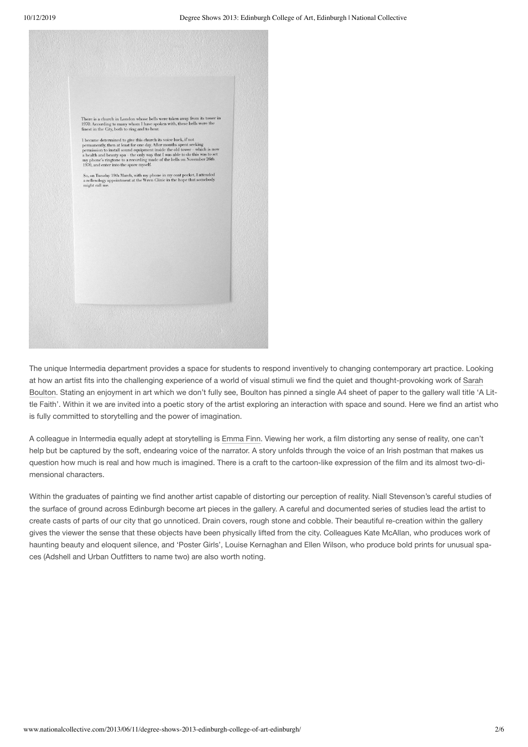There is a church in London whose bells were taken away from its tower in 1970. According to many whom I have spoken with, these bells were the finest in the City, both to ring and to hear.

I became determined to give this church its voice back, if not permanently, then at least for one day. After months spent seeking permission to install sound equipment inside the old tower – which is now a health and beauty spa – the only way that I was able to do this was to set my phone's ringtone to a recording made of the bells on November 26th 1970, and enter into the space myself.

So, on Tuesday 19th March, with my phone in my coat pocket, I attended a reflexology appointment at the Wren Clinic in the hope that somebody might call me.

The unique Intermedia department provides a space for students to respond inventively to changing contemporary art practice. Looking at how an artist fits into the challenging experience of a world of visual stimuli we find the quiet and thought-provoking work of Sarah Boulton. Stating an enjoyment in art which we don't fully see, Boulton has pinned a single A4 sheet of paper to the gallery wall title 'A Little Faith'. Within it we are invited into a poetic story of the artist exploring an interaction with space and sound. Here we find an artist who is fully committed to storytelling and the power of imagination.

A colleague in Intermedia equally adept at storytelling is Emma Finn. Viewing her work, a film distorting any sense of reality, one can't help but be captured by the soft, endearing voice of the narrator. A story unfolds through the voice of an Irish postman that makes us question how much is real and how much is imagined. There is a craft to the cartoon-like expression of the film and its almost two-dimensional characters.

Within the graduates of painting we find another artist capable of distorting our perception of reality. Niall Stevenson's careful studies of the surface of ground across Edinburgh become art pieces in the gallery. A careful and documented series of studies lead the artist to create casts of parts of our city that go unnoticed. Drain covers, rough stone and cobble. Their beautiful re-creation within the gallery gives the viewer the sense that these objects have been physically lifted from the city. Colleagues Kate McAllan, who produces work of haunting beauty and eloquent silence, and 'Poster Girls', Louise Kernaghan and Ellen Wilson, who produce bold prints for unusual spaces (Adshell and Urban Outfitters to name two) are also worth noting.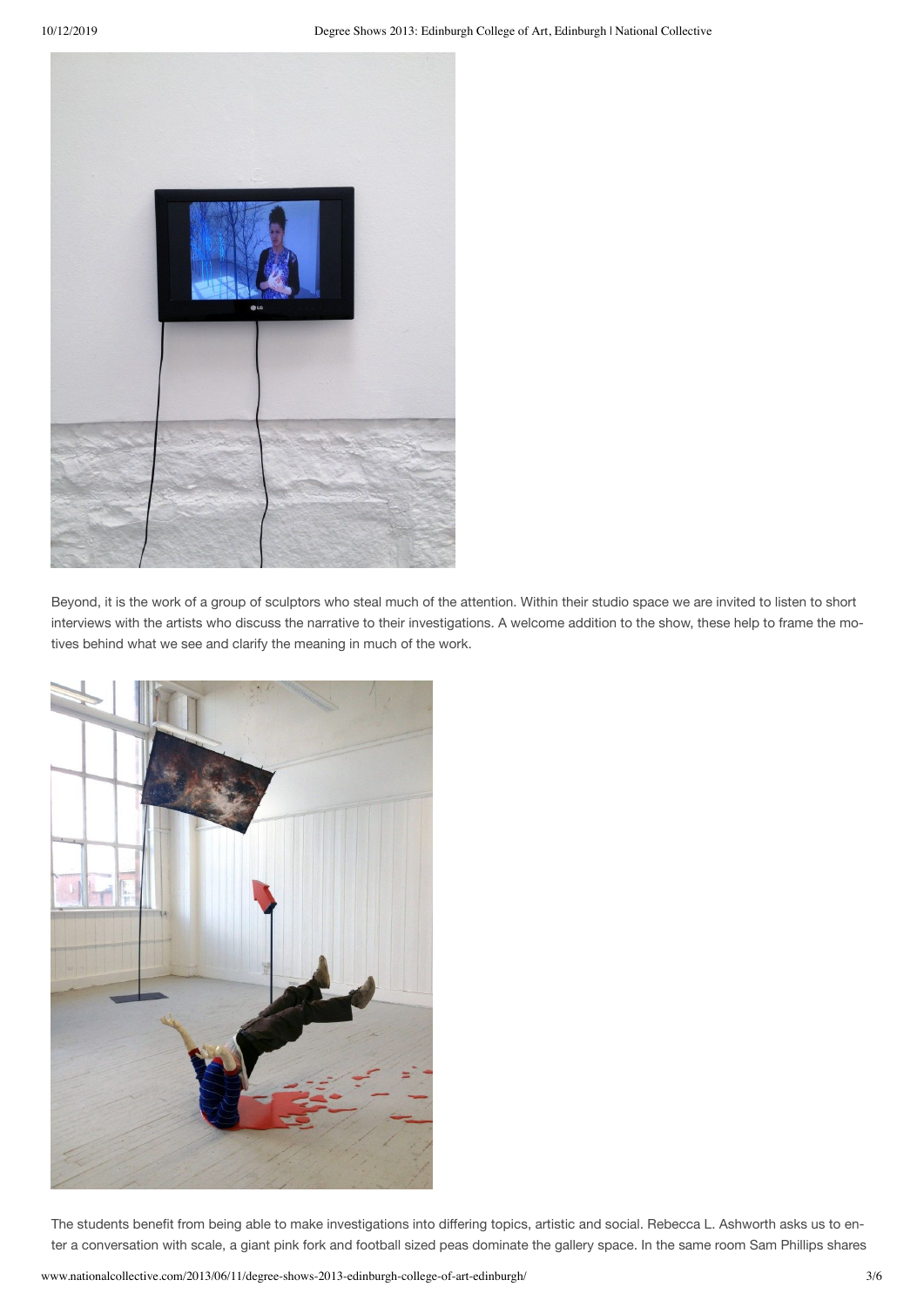Beyond, it is the work of a group of sculptors who steal much of the attention. Within their studio space we are invited to listen to short interviews with the artists who discuss the narrative to their investigations. A welcome addition to the show, these help to frame the motives behind what we see and clarify the meaning in much of the work.

The students benefit from being able to make investigations into differing topics, artistic and social. Rebecca L. Ashworth asks us to enter a conversation with scale, a giant pink fork and football sized peas dominate the gallery space. In the same room Sam Phillips shares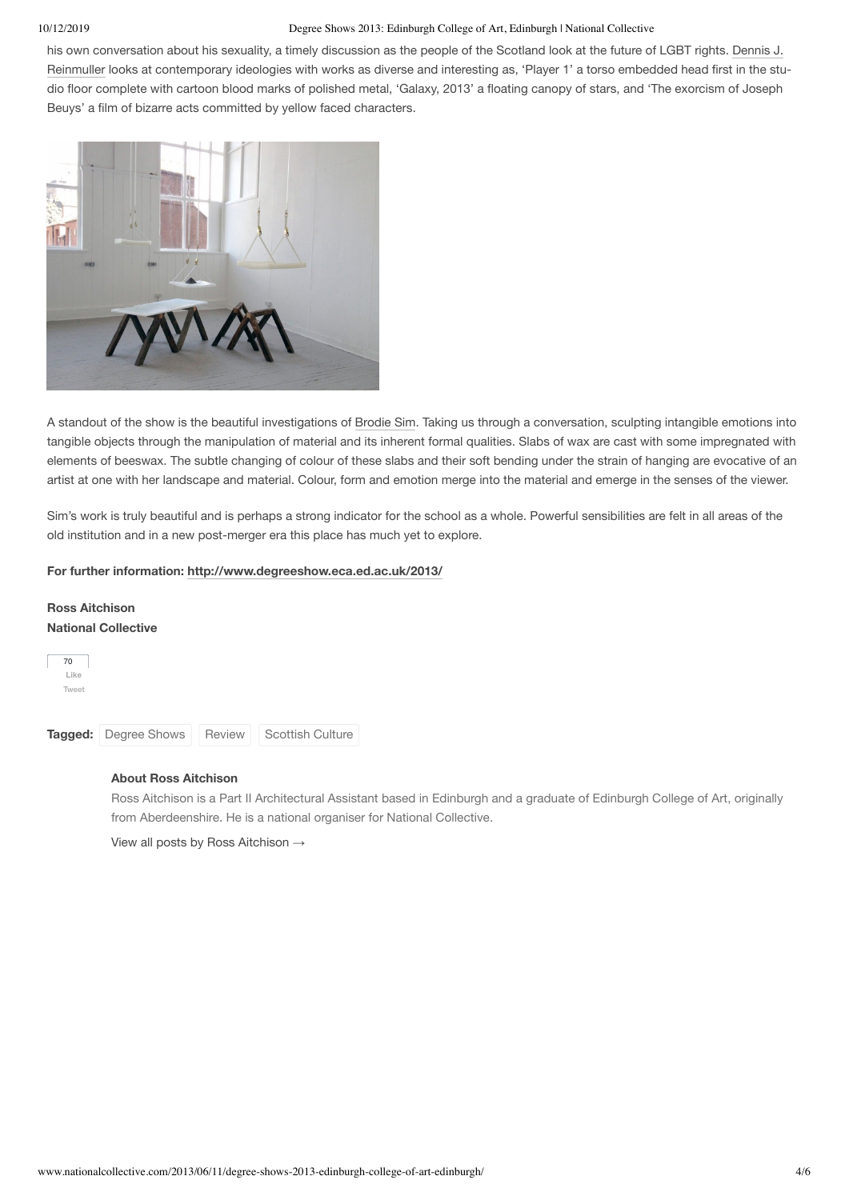his own conversation about his sexuality, a timely discussion as the people of the Scotland look at the future of LGBT rights. Dennis J. Reinmuller looks at contemporary ideologies with works as diverse and interesting as, 'Player 1' a torso embedded head first in the studio floor complete with cartoon blood marks of polished metal, 'Galaxy, 2013' a floating canopy of stars, and 'The exorcism of Joseph Beuys' a film of bizarre acts committed by yellow faced characters.

A standout of the show is the beautiful investigations of Brodie Sim. Taking us through a conversation, sculpting intangible emotions into tangible objects through the manipulation of material and its inherent formal qualities. Slabs of wax are cast with some impregnated with elements of beeswax. The subtle changing of colour of these slabs and their soft bending under the strain of hanging are evocative of an artist at one with her landscape and material. Colour, form and emotion merge into the material and emerge in the senses of the viewer.

Sim's work is truly beautiful and is perhaps a strong indicator for the school as a whole. Powerful sensibilities are felt in all areas of the old institution and in a new post-merger era this place has much yet to explore.

**For further information: http://www.degreeshow.eca.ed.ac.uk/2013/**

**Ross Aitchison**
**National Collective**

70
Like
Tweet

**Tagged:** Degree Shows | Review | Scottish Culture

**About Ross Aitchison**

Ross Aitchison is a Part II Architectural Assistant based in Edinburgh and a graduate of Edinburgh College of Art, originally from Aberdeenshire. He is a national organiser for National Collective.

View all posts by Ross Aitchison →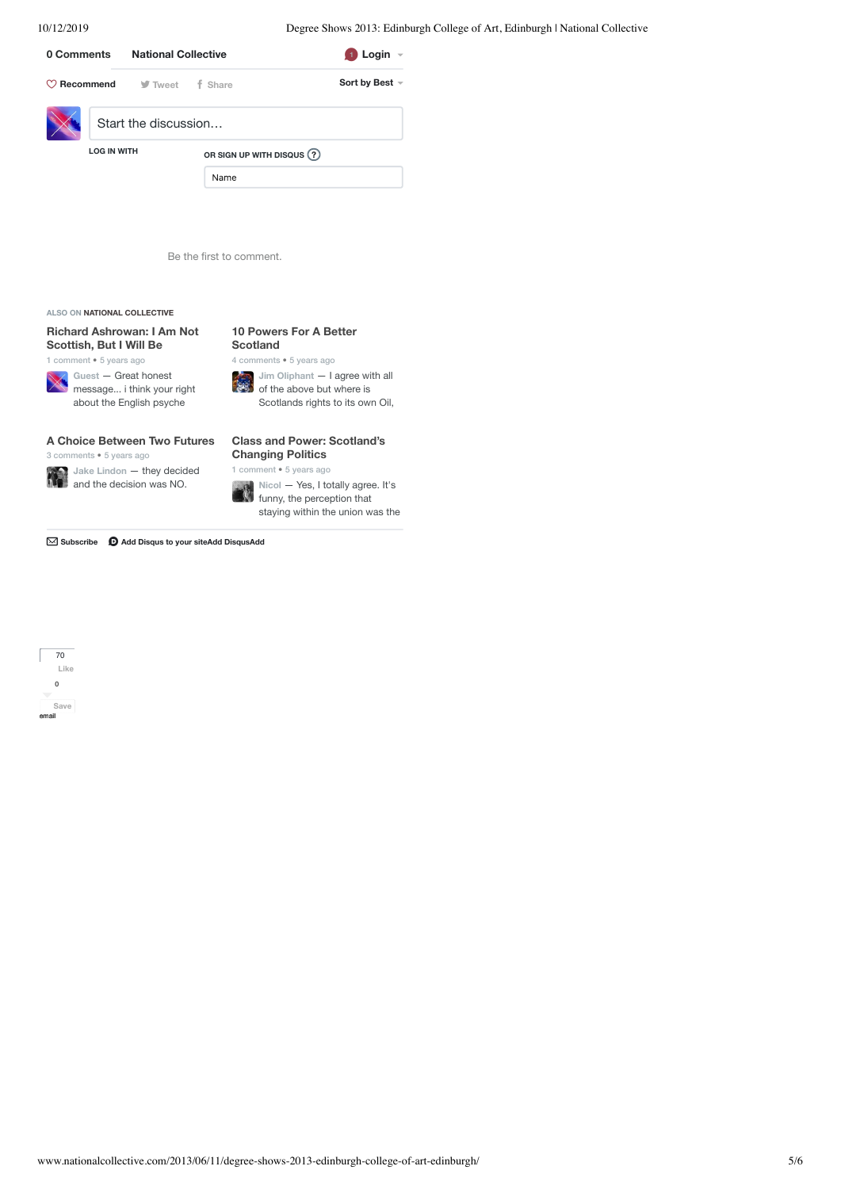0 Comments National Collective

1 Login

Recommend Tweet Share

Sort by Best

Start the discussion…

LOG IN WITH

OR SIGN UP WITH DISQUS ?

Name

Be the first to comment.

ALSO ON NATIONAL COLLECTIVE

**Richard Ashrowan: I Am Not Scottish, But I Will Be**

1 comment • 5 years ago

Guest — Great honest message... i think your right about the English psyche

**10 Powers For A Better Scotland**

4 comments • 5 years ago

Jim Oliphant — I agree with all of the above but where is Scotlands rights to its own Oil,

**A Choice Between Two Futures**

3 comments • 5 years ago

Jake Lindon — they decided and the decision was NO.

**Class and Power: Scotland's Changing Politics**

1 comment • 5 years ago

Nicol — Yes, I totally agree. It's funny, the perception that staying within the union was the

Subscribe Add Disqus to your siteAdd DisqusAdd

70

Like

0

Save

email